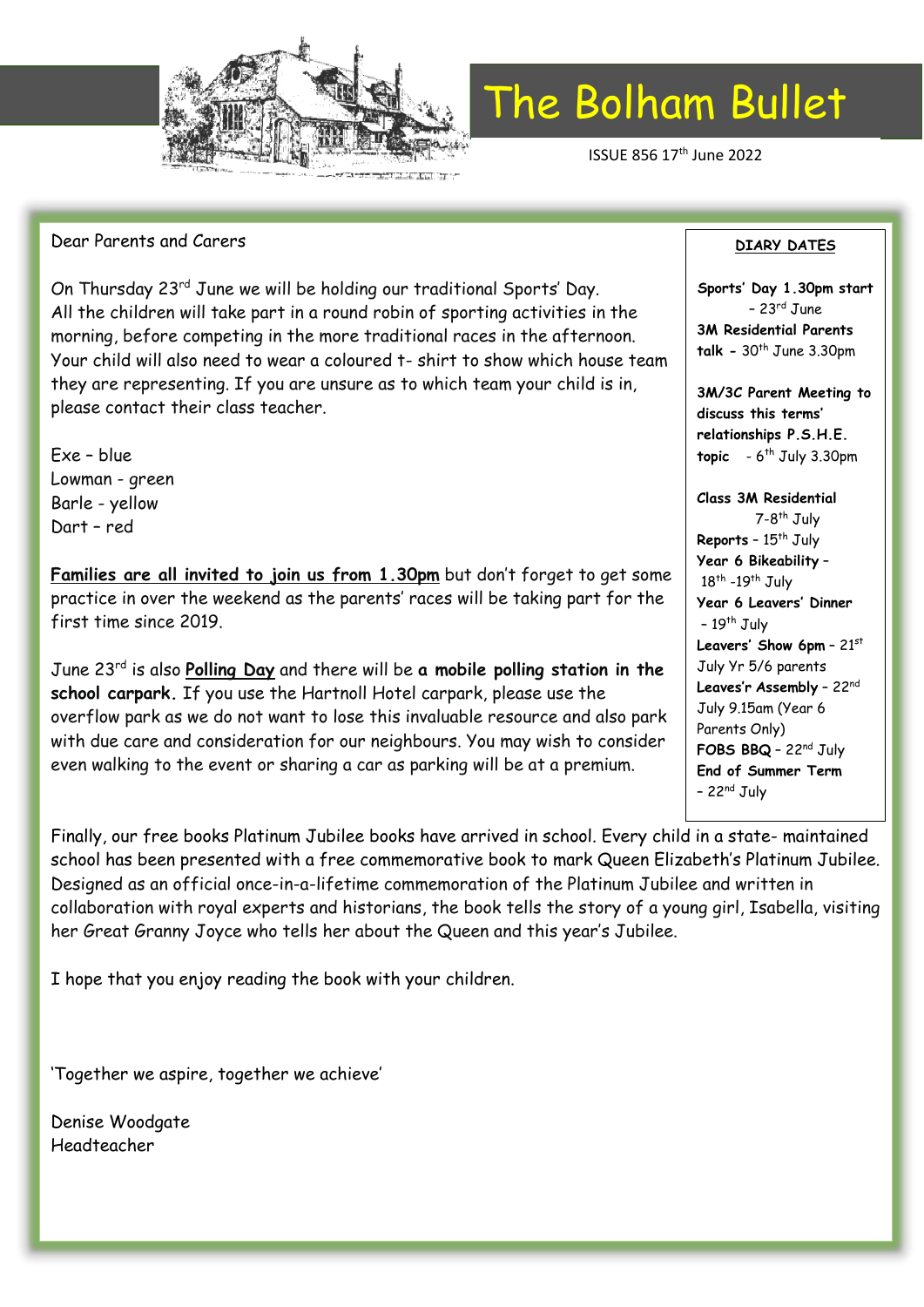# The Bolham Bullet

ISSUE 856 17th June 2022

Dear Parents and Carers

On Thursday 23rd June we will be holding our traditional Sports' Day. All the children will take part in a round robin of sporting activities in the morning, before competing in the more traditional races in the afternoon. Your child will also need to wear a coloured t- shirt to show which house team they are representing. If you are unsure as to which team your child is in, please contact their class teacher.

Exe – blue
Lowman - green
Barle - yellow
Dart – red

**Families are all invited to join us from 1.30pm** but don't forget to get some practice in over the weekend as the parents' races will be taking part for the first time since 2019.

June 23rd is also **Polling Day** and there will be **a mobile polling station in the school carpark.** If you use the Hartnoll Hotel carpark, please use the overflow park as we do not want to lose this invaluable resource and also park with due care and consideration for our neighbours. You may wish to consider even walking to the event or sharing a car as parking will be at a premium.

Finally, our free books Platinum Jubilee books have arrived in school. Every child in a state- maintained school has been presented with a free commemorative book to mark Queen Elizabeth's Platinum Jubilee. Designed as an official once-in-a-lifetime commemoration of the Platinum Jubilee and written in collaboration with royal experts and historians, the book tells the story of a young girl, Isabella, visiting her Great Granny Joyce who tells her about the Queen and this year's Jubilee.

I hope that you enjoy reading the book with your children.

'Together we aspire, together we achieve'

Denise Woodgate
Headteacher

## DIARY DATES

**Sports' Day 1.30pm start** – 23rd June

**3M Residential Parents talk** – 30th June 3.30pm

**3M/3C Parent Meeting to discuss this terms' relationships P.S.H.E. topic** - 6th July 3.30pm

**Class 3M Residential** 7-8th July

**Reports** – 15th July

**Year 6 Bikeability** – 18th -19th July

**Year 6 Leavers' Dinner** – 19th July

**Leavers' Show 6pm** – 21st July Yr 5/6 parents

**Leaves'r Assembly** – 22nd July 9.15am (Year 6 Parents Only)

**FOBS BBQ** – 22nd July

**End of Summer Term** – 22nd July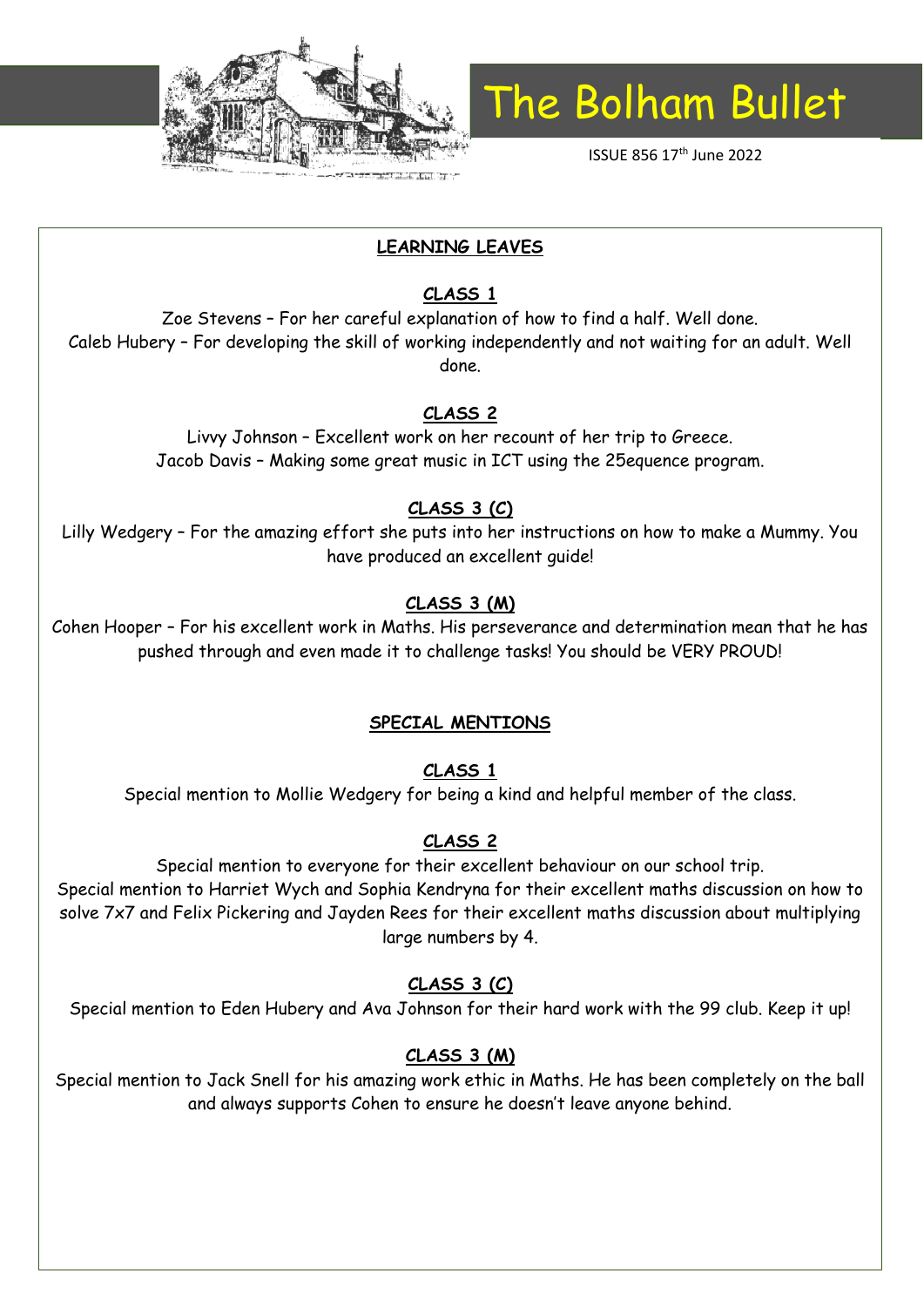# The Bolham Bullet

ISSUE 856 17th June 2022

## LEARNING LEAVES

### CLASS 1

Zoe Stevens – For her careful explanation of how to find a half. Well done.
Caleb Hubery – For developing the skill of working independently and not waiting for an adult. Well done.

### CLASS 2

Livvy Johnson – Excellent work on her recount of her trip to Greece.
Jacob Davis – Making some great music in ICT using the 2Sequence program.

### CLASS 3 (C)

Lilly Wedgery – For the amazing effort she puts into her instructions on how to make a Mummy. You have produced an excellent guide!

### CLASS 3 (M)

Cohen Hooper – For his excellent work in Maths. His perseverance and determination mean that he has pushed through and even made it to challenge tasks! You should be VERY PROUD!

## SPECIAL MENTIONS

### CLASS 1

Special mention to Mollie Wedgery for being a kind and helpful member of the class.

### CLASS 2

Special mention to everyone for their excellent behaviour on our school trip.
Special mention to Harriet Wych and Sophia Kendryna for their excellent maths discussion on how to solve 7x7 and Felix Pickering and Jayden Rees for their excellent maths discussion about multiplying large numbers by 4.

### CLASS 3 (C)

Special mention to Eden Hubery and Ava Johnson for their hard work with the 99 club. Keep it up!

### CLASS 3 (M)

Special mention to Jack Snell for his amazing work ethic in Maths. He has been completely on the ball and always supports Cohen to ensure he doesn't leave anyone behind.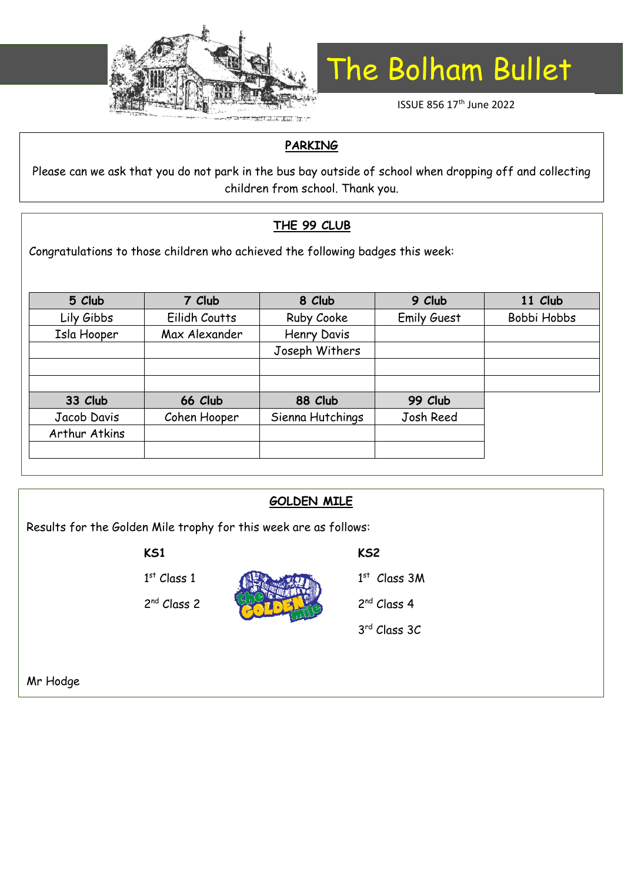# The Bolham Bullet

ISSUE 856 17th June 2022

## PARKING

Please can we ask that you do not park in the bus bay outside of school when dropping off and collecting children from school. Thank you.

## THE 99 CLUB

Congratulations to those children who achieved the following badges this week:

| 5 Club | 7 Club | 8 Club | 9 Club | 11 Club |
|---|---|---|---|---|
| Lily Gibbs | Eilidh Coutts | Ruby Cooke | Emily Guest | Bobbi Hobbs |
| Isla Hooper | Max Alexander | Henry Davis | | |
| | | Joseph Withers | | |
| | | | | |
| | | | | |

| 33 Club | 66 Club | 88 Club | 99 Club |
|---|---|---|---|
| Jacob Davis | Cohen Hooper | Sienna Hutchings | Josh Reed |
| Arthur Atkins | | | |
| | | | |

## GOLDEN MILE

Results for the Golden Mile trophy for this week are as follows:

**KS1**

1st Class 1

2nd Class 2

**KS2**

1st Class 3M

2nd Class 4

3rd Class 3C

Mr Hodge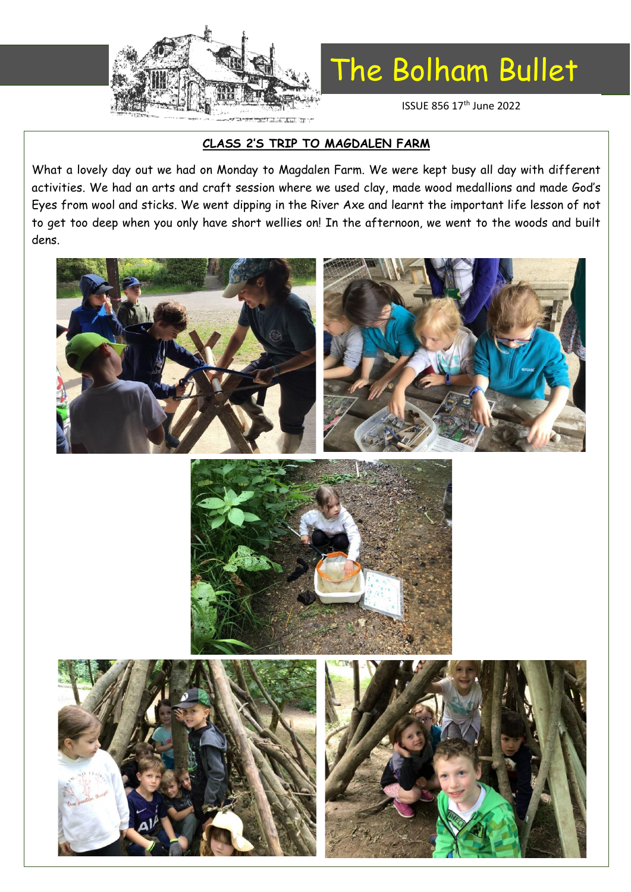# The Bolham Bullet

ISSUE 856 17th June 2022

## CLASS 2'S TRIP TO MAGDALEN FARM

What a lovely day out we had on Monday to Magdalen Farm. We were kept busy all day with different activities. We had an arts and craft session where we used clay, made wood medallions and made God's Eyes from wool and sticks. We went dipping in the River Axe and learnt the important life lesson of not to get too deep when you only have short wellies on! In the afternoon, we went to the woods and built dens.